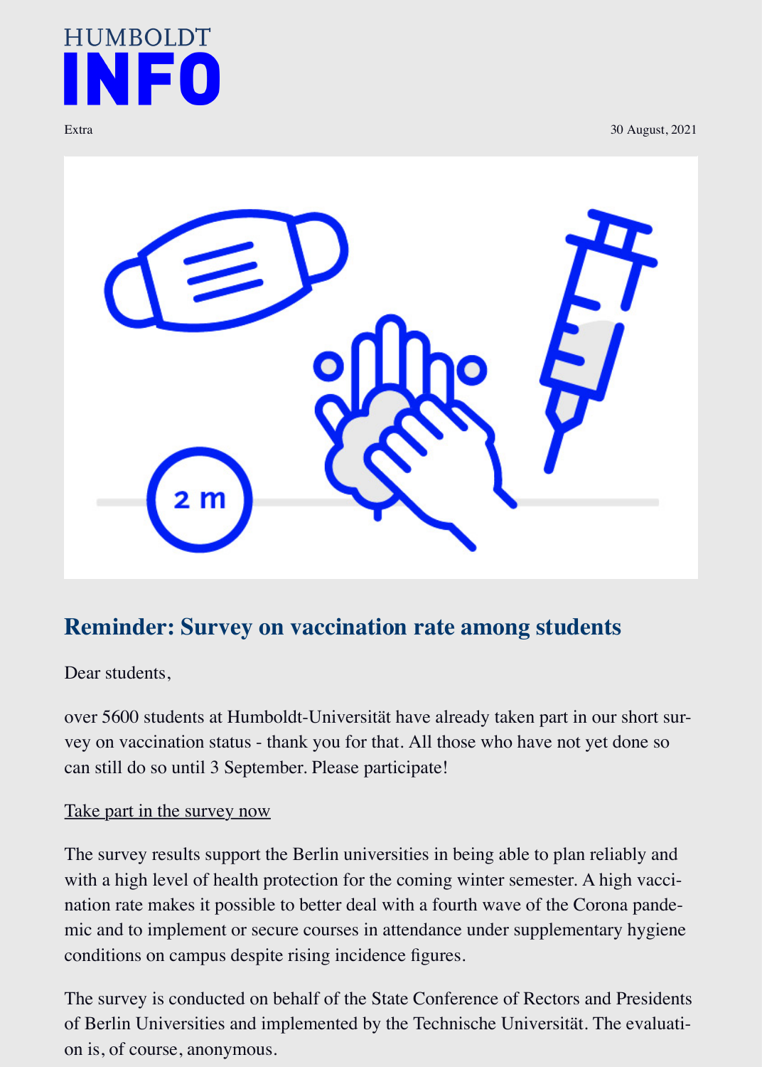HUMBOLDT

# INFO

Extra

30 August, 2021

## Reminder: Survey on vaccination rate among students

Dear students,

over 5600 students at Humboldt-Universität have already taken part in our short survey on vaccination status - thank you for that. All those who have not yet done so can still do so until 3 September. Please participate!

Take part in the survey now

The survey results support the Berlin universities in being able to plan reliably and with a high level of health protection for the coming winter semester. A high vaccination rate makes it possible to better deal with a fourth wave of the Corona pandemic and to implement or secure courses in attendance under supplementary hygiene conditions on campus despite rising incidence figures.

The survey is conducted on behalf of the State Conference of Rectors and Presidents of Berlin Universities and implemented by the Technische Universität. The evaluation is, of course, anonymous.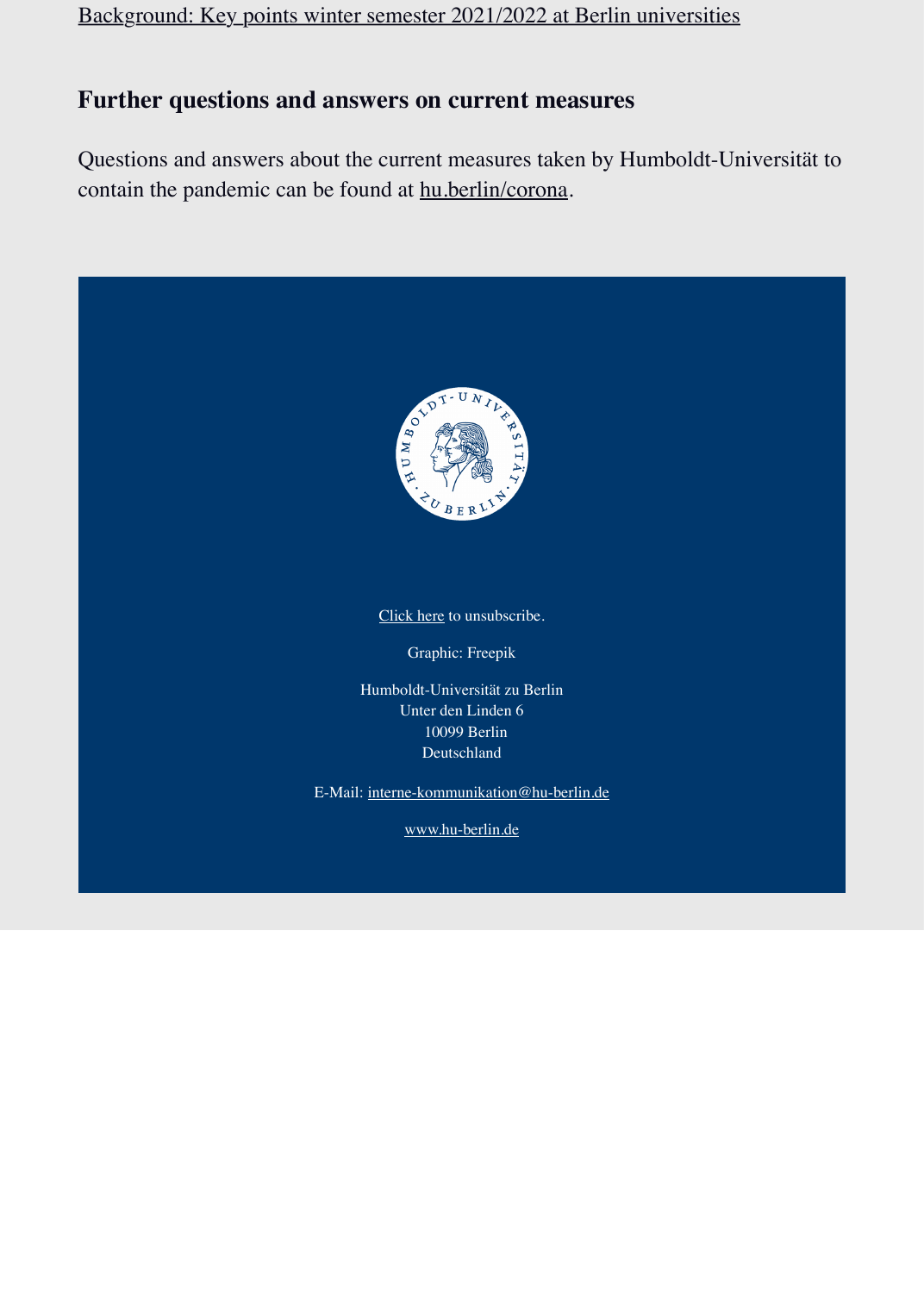Background: Key points winter semester 2021/2022 at Berlin universities

## Further questions and answers on current measures

Questions and answers about the current measures taken by Humboldt-Universität to contain the pandemic can be found at hu.berlin/corona.

Click here to unsubscribe.

Graphic: Freepik

Humboldt-Universität zu Berlin
Unter den Linden 6
10099 Berlin
Deutschland

E-Mail: interne-kommunikation@hu-berlin.de

www.hu-berlin.de